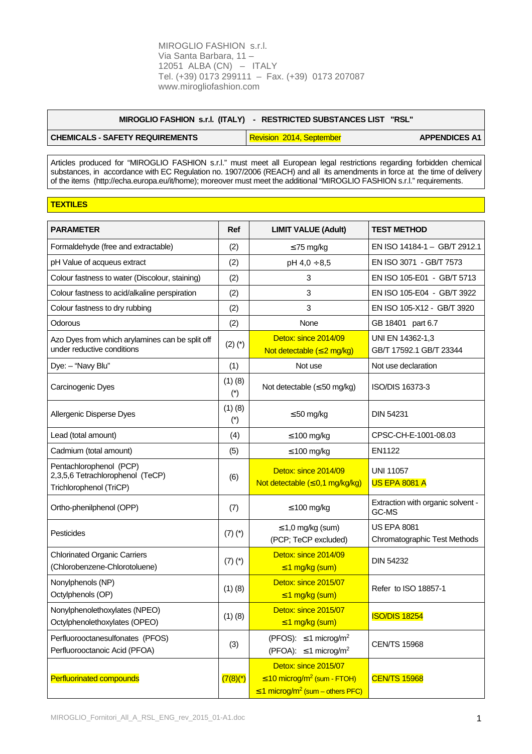MIROGLIO FASHION s.r.l.
Via Santa Barbara, 11 –
12051 ALBA (CN) – ITALY
Tel. (+39) 0173 299111 – Fax. (+39) 0173 207087
www.mirogliofashion.com

| MIROGLIO FASHION s.r.l. (ITALY) - RESTRICTED SUBSTANCES LIST "RSL" | | |
|---|---|---|
| **CHEMICALS - SAFETY REQUIREMENTS** | Revision 2014, September | **APPENDICES A1** |

Articles produced for "MIROGLIO FASHION s.r.l." must meet all European legal restrictions regarding forbidden chemical substances, in accordance with EC Regulation no. 1907/2006 (REACH) and all its amendments in force at the time of delivery of the items (http://echa.europa.eu/it/home); moreover must meet the additional "MIROGLIO FASHION s.r.l." requirements.

## TEXTILES

| PARAMETER | Ref | LIMIT VALUE (Adult) | TEST METHOD |
|---|---|---|---|
| Formaldehyde (free and extractable) | (2) | ≤75 mg/kg | EN ISO 14184-1 – GB/T 2912.1 |
| pH Value of acqueus extract | (2) | pH 4,0 ÷8,5 | EN ISO 3071 - GB/T 7573 |
| Colour fastness to water (Discolour, staining) | (2) | 3 | EN ISO 105-E01 - GB/T 5713 |
| Colour fastness to acid/alkaline perspiration | (2) | 3 | EN ISO 105-E04 - GB/T 3922 |
| Colour fastness to dry rubbing | (2) | 3 | EN ISO 105-X12 - GB/T 3920 |
| Odorous | (2) | None | GB 18401 part 6.7 |
| Azo Dyes from which arylamines can be split off under reductive conditions | (2) (*) | Detox: since 2014/09<br>Not detectable (≤2 mg/kg) | UNI EN 14362-1,3<br>GB/T 17592.1 GB/T 23344 |
| Dye: – "Navy Blu" | (1) | Not use | Not use declaration |
| Carcinogenic Dyes | (1) (8) (*) | Not detectable (≤50 mg/kg) | ISO/DIS 16373-3 |
| Allergenic Disperse Dyes | (1) (8) (*) | ≤50 mg/kg | DIN 54231 |
| Lead (total amount) | (4) | ≤100 mg/kg | CPSC-CH-E-1001-08.03 |
| Cadmium (total amount) | (5) | ≤100 mg/kg | EN1122 |
| Pentachlorophenol (PCP)<br>2,3,5,6 Tetrachlorophenol (TeCP)<br>Trichlorophenol (TriCP) | (6) | Detox: since 2014/09<br>Not detectable (≤0,1 mg/kg/kg) | UNI 11057<br>US EPA 8081 A |
| Ortho-phenilphenol (OPP) | (7) | ≤100 mg/kg | Extraction with organic solvent - GC-MS |
| Pesticides | (7) (*) | ≤1,0 mg/kg (sum)<br>(PCP; TeCP excluded) | US EPA 8081<br>Chromatographic Test Methods |
| Chlorinated Organic Carriers<br>(Chlorobenzene-Chlorotoluene) | (7) (*) | Detox: since 2014/09<br>≤1 mg/kg (sum) | DIN 54232 |
| Nonylphenols (NP)<br>Octylphenols (OP) | (1) (8) | Detox: since 2015/07<br>≤1 mg/kg (sum) | Refer to ISO 18857-1 |
| Nonylphenolethoxylates (NPEO)<br>Octylphenolethoxylates (OPEO) | (1) (8) | Detox: since 2015/07<br>≤1 mg/kg (sum) | ISO/DIS 18254 |
| Perfluorooctanesulfonates (PFOS)<br>Perfluorooctanoic Acid (PFOA) | (3) | (PFOS): ≤1 microg/m$^2$<br>(PFOA): ≤1 microg/m$^2$ | CEN/TS 15968 |
| Perfluorinated compounds | (7(8)(*) | Detox: since 2015/07<br>≤10 microg/m$^2$ (sum - FTOH)<br>≤1 microg/m$^2$ (sum – others PFC) | CEN/TS 15968 |

MIROGLIO_Fornitori_All_A_RSL_ENG_rev_2015_01-A1.doc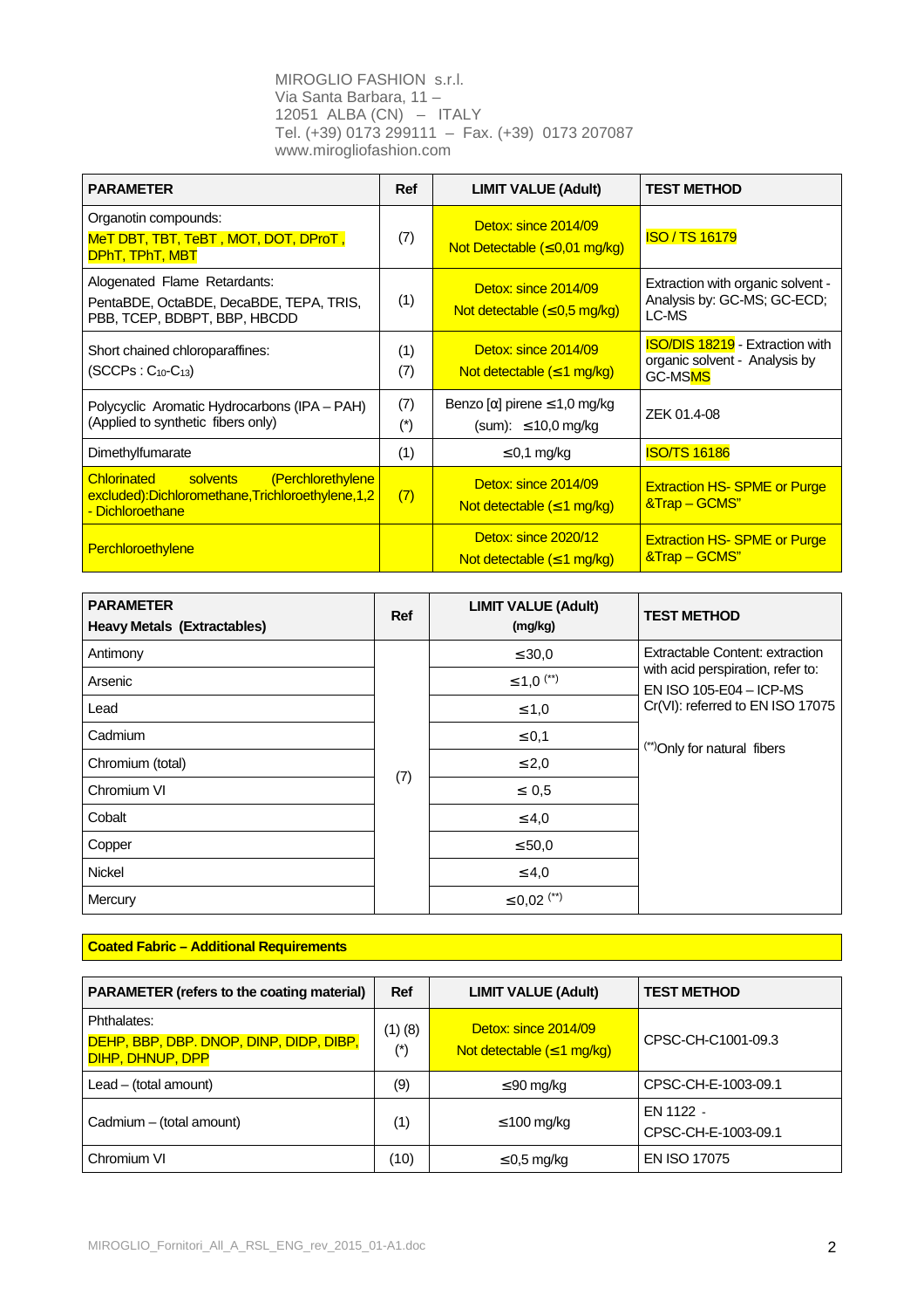MIROGLIO FASHION s.r.l.
Via Santa Barbara, 11 –
12051 ALBA (CN) – ITALY
Tel. (+39) 0173 299111 – Fax. (+39) 0173 207087
www.mirogliofashion.com

| PARAMETER | Ref | LIMIT VALUE (Adult) | TEST METHOD |
|---|---|---|---|
| Organotin compounds: MeT DBT, TBT, TeBT , MOT, DOT, DProT , DPhT, TPhT, MBT | (7) | Detox: since 2014/09 Not Detectable (≤0,01 mg/kg) | ISO / TS 16179 |
| Alogenated Flame Retardants: PentaBDE, OctaBDE, DecaBDE, TEPA, TRIS, PBB, TCEP, BDBPT, BBP, HBCDD | (1) | Detox: since 2014/09 Not detectable (≤0,5 mg/kg) | Extraction with organic solvent - Analysis by: GC-MS; GC-ECD; LC-MS |
| Short chained chloroparaffines: (SCCPs : $C_{10}$-$C_{13}$) | (1) (7) | Detox: since 2014/09 Not detectable (≤1 mg/kg) | ISO/DIS 18219 - Extraction with organic solvent - Analysis by GC-MSMS |
| Polycyclic Aromatic Hydrocarbons (IPA – PAH) (Applied to synthetic fibers only) | (7) (*) | Benzo [α] pirene ≤1,0 mg/kg (sum): ≤10,0 mg/kg | ZEK 01.4-08 |
| Dimethylfumarate | (1) | ≤0,1 mg/kg | ISO/TS 16186 |
| Chlorinated solvents (Perchlorethylene excluded):Dichloromethane,Trichloroethylene,1,2 - Dichloroethane | (7) | Detox: since 2014/09 Not detectable (≤1 mg/kg) | Extraction HS- SPME or Purge &Trap – GCMS" |
| Perchloroethylene | | Detox: since 2020/12 Not detectable (≤1 mg/kg) | Extraction HS- SPME or Purge &Trap – GCMS" |

| PARAMETER Heavy Metals (Extractables) | Ref | LIMIT VALUE (Adult) (mg/kg) | TEST METHOD |
|---|---|---|---|
| Antimony | (7) | ≤30,0 | Extractable Content: extraction with acid perspiration, refer to: EN ISO 105-E04 – ICP-MS Cr(VI): referred to EN ISO 17075 (**)Only for natural fibers |
| Arsenic | | ≤1,0 (**) | |
| Lead | | ≤1,0 | |
| Cadmium | | ≤0,1 | |
| Chromium (total) | | ≤2,0 | |
| Chromium VI | | ≤ 0,5 | |
| Cobalt | | ≤4,0 | |
| Copper | | ≤50,0 | |
| Nickel | | ≤4,0 | |
| Mercury | | ≤0,02 (**) | |

**Coated Fabric – Additional Requirements**

| PARAMETER (refers to the coating material) | Ref | LIMIT VALUE (Adult) | TEST METHOD |
|---|---|---|---|
| Phthalates: DEHP, BBP, DBP. DNOP, DINP, DIDP, DIBP, DIHP, DHNUP, DPP | (1) (8) (*) | Detox: since 2014/09 Not detectable (≤1 mg/kg) | CPSC-CH-C1001-09.3 |
| Lead – (total amount) | (9) | ≤90 mg/kg | CPSC-CH-E-1003-09.1 |
| Cadmium – (total amount) | (1) | ≤100 mg/kg | EN 1122 - CPSC-CH-E-1003-09.1 |
| Chromium VI | (10) | ≤0,5 mg/kg | EN ISO 17075 |

MIROGLIO_Fornitori_All_A_RSL_ENG_rev_2015_01-A1.doc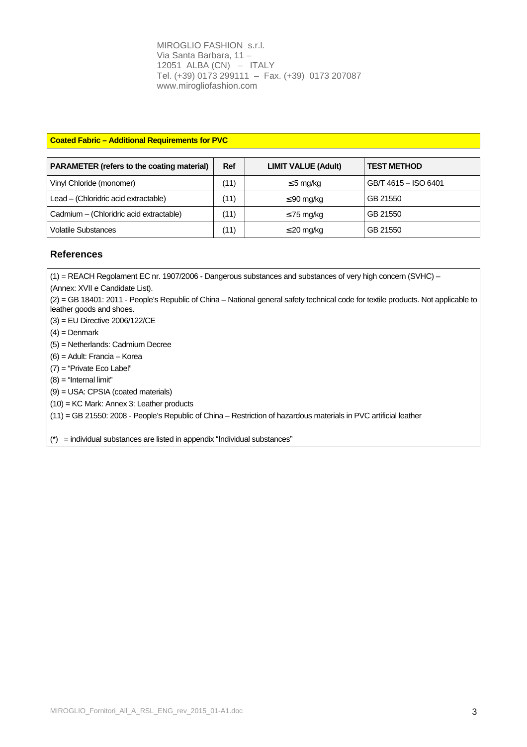MIROGLIO FASHION s.r.l.
Via Santa Barbara, 11 –
12051 ALBA (CN) – ITALY
Tel. (+39) 0173 299111 – Fax. (+39) 0173 207087
www.mirogliofashion.com

**Coated Fabric – Additional Requirements for PVC**

| PARAMETER (refers to the coating material) | Ref | LIMIT VALUE (Adult) | TEST METHOD |
|---|---|---|---|
| Vinyl Chloride (monomer) | (11) | ≤5 mg/kg | GB/T 4615 – ISO 6401 |
| Lead – (Chloridric acid extractable) | (11) | ≤90 mg/kg | GB 21550 |
| Cadmium – (Chloridric acid extractable) | (11) | ≤75 mg/kg | GB 21550 |
| Volatile Substances | (11) | ≤20 mg/kg | GB 21550 |

## References

(1) = REACH Regolament EC nr. 1907/2006 - Dangerous substances and substances of very high concern (SVHC) – (Annex: XVII e Candidate List).

(2) = GB 18401: 2011 - People's Republic of China – National general safety technical code for textile products. Not applicable to leather goods and shoes.

(3) = EU Directive 2006/122/CE

(4) = Denmark

(5) = Netherlands: Cadmium Decree

(6) = Adult: Francia – Korea

(7) = "Private Eco Label"

(8) = "Internal limit"

(9) = USA: CPSIA (coated materials)

(10) = KC Mark: Annex 3: Leather products

(11) = GB 21550: 2008 - People's Republic of China – Restriction of hazardous materials in PVC artificial leather

(*) = individual substances are listed in appendix "Individual substances"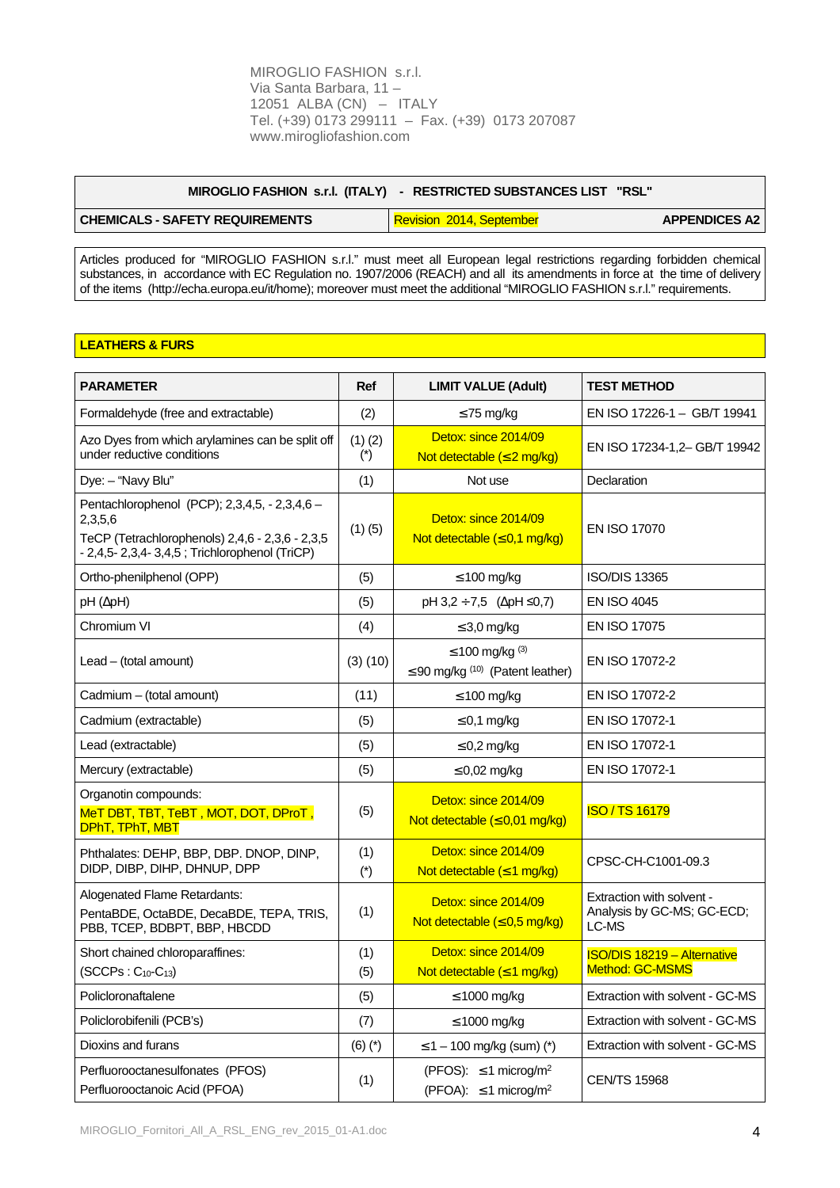MIROGLIO FASHION s.r.l.
Via Santa Barbara, 11 –
12051 ALBA (CN) – ITALY
Tel. (+39) 0173 299111 – Fax. (+39) 0173 207087
www.mirogliofashion.com

| MIROGLIO FASHION s.r.l. (ITALY) - RESTRICTED SUBSTANCES LIST "RSL" | | |
|---|---|---|
| **CHEMICALS - SAFETY REQUIREMENTS** | Revision 2014, September | **APPENDICES A2** |

Articles produced for "MIROGLIO FASHION s.r.l." must meet all European legal restrictions regarding forbidden chemical substances, in accordance with EC Regulation no. 1907/2006 (REACH) and all its amendments in force at the time of delivery of the items (http://echa.europa.eu/it/home); moreover must meet the additional "MIROGLIO FASHION s.r.l." requirements.

## LEATHERS & FURS

| PARAMETER | Ref | LIMIT VALUE (Adult) | TEST METHOD |
|---|---|---|---|
| Formaldehyde (free and extractable) | (2) | ≤75 mg/kg | EN ISO 17226-1 – GB/T 19941 |
| Azo Dyes from which arylamines can be split off under reductive conditions | (1) (2) (*) | Detox: since 2014/09<br>Not detectable (≤2 mg/kg) | EN ISO 17234-1,2– GB/T 19942 |
| Dye: – "Navy Blu" | (1) | Not use | Declaration |
| Pentachlorophenol (PCP); 2,3,4,5, - 2,3,4,6 – 2,3,5,6<br>TeCP (Tetrachlorophenols) 2,4,6 - 2,3,6 - 2,3,5 - 2,4,5- 2,3,4- 3,4,5 ; Trichlorophenol (TriCP) | (1) (5) | Detox: since 2014/09<br>Not detectable (≤0,1 mg/kg) | EN ISO 17070 |
| Ortho-phenilphenol (OPP) | (5) | ≤100 mg/kg | ISO/DIS 13365 |
| pH (ΔpH) | (5) | pH 3,2 ÷7,5 (ΔpH ≤0,7) | EN ISO 4045 |
| Chromium VI | (4) | ≤3,0 mg/kg | EN ISO 17075 |
| Lead – (total amount) | (3) (10) | ≤100 mg/kg (3)<br>≤90 mg/kg (10) (Patent leather) | EN ISO 17072-2 |
| Cadmium – (total amount) | (11) | ≤100 mg/kg | EN ISO 17072-2 |
| Cadmium (extractable) | (5) | ≤0,1 mg/kg | EN ISO 17072-1 |
| Lead (extractable) | (5) | ≤0,2 mg/kg | EN ISO 17072-1 |
| Mercury (extractable) | (5) | ≤0,02 mg/kg | EN ISO 17072-1 |
| Organotin compounds:<br>MeT DBT, TBT, TeBT , MOT, DOT, DProT , DPhT, TPhT, MBT | (5) | Detox: since 2014/09<br>Not detectable (≤0,01 mg/kg) | ISO / TS 16179 |
| Phthalates: DEHP, BBP, DBP. DNOP, DINP, DIDP, DIBP, DIHP, DHNUP, DPP | (1) (*) | Detox: since 2014/09<br>Not detectable (≤1 mg/kg) | CPSC-CH-C1001-09.3 |
| Alogenated Flame Retardants:<br>PentaBDE, OctaBDE, DecaBDE, TEPA, TRIS, PBB, TCEP, BDBPT, BBP, HBCDD | (1) | Detox: since 2014/09<br>Not detectable (≤0,5 mg/kg) | Extraction with solvent - Analysis by GC-MS; GC-ECD; LC-MS |
| Short chained chloroparaffines:<br>(SCCPs : $C_{10}$-$C_{13}$) | (1) (5) | Detox: since 2014/09<br>Not detectable (≤1 mg/kg) | ISO/DIS 18219 – Alternative Method: GC-MSMS |
| Policloronaftalene | (5) | ≤1000 mg/kg | Extraction with solvent - GC-MS |
| Policlorobifenili (PCB's) | (7) | ≤1000 mg/kg | Extraction with solvent - GC-MS |
| Dioxins and furans | (6) (*) | ≤1 – 100 mg/kg (sum) (*) | Extraction with solvent - GC-MS |
| Perfluorooctanesulfonates (PFOS)<br>Perfluorooctanoic Acid (PFOA) | (1) | (PFOS): ≤1 microg/m$^2$<br>(PFOA): ≤1 microg/m$^2$ | CEN/TS 15968 |

MIROGLIO_Fornitori_All_A_RSL_ENG_rev_2015_01-A1.doc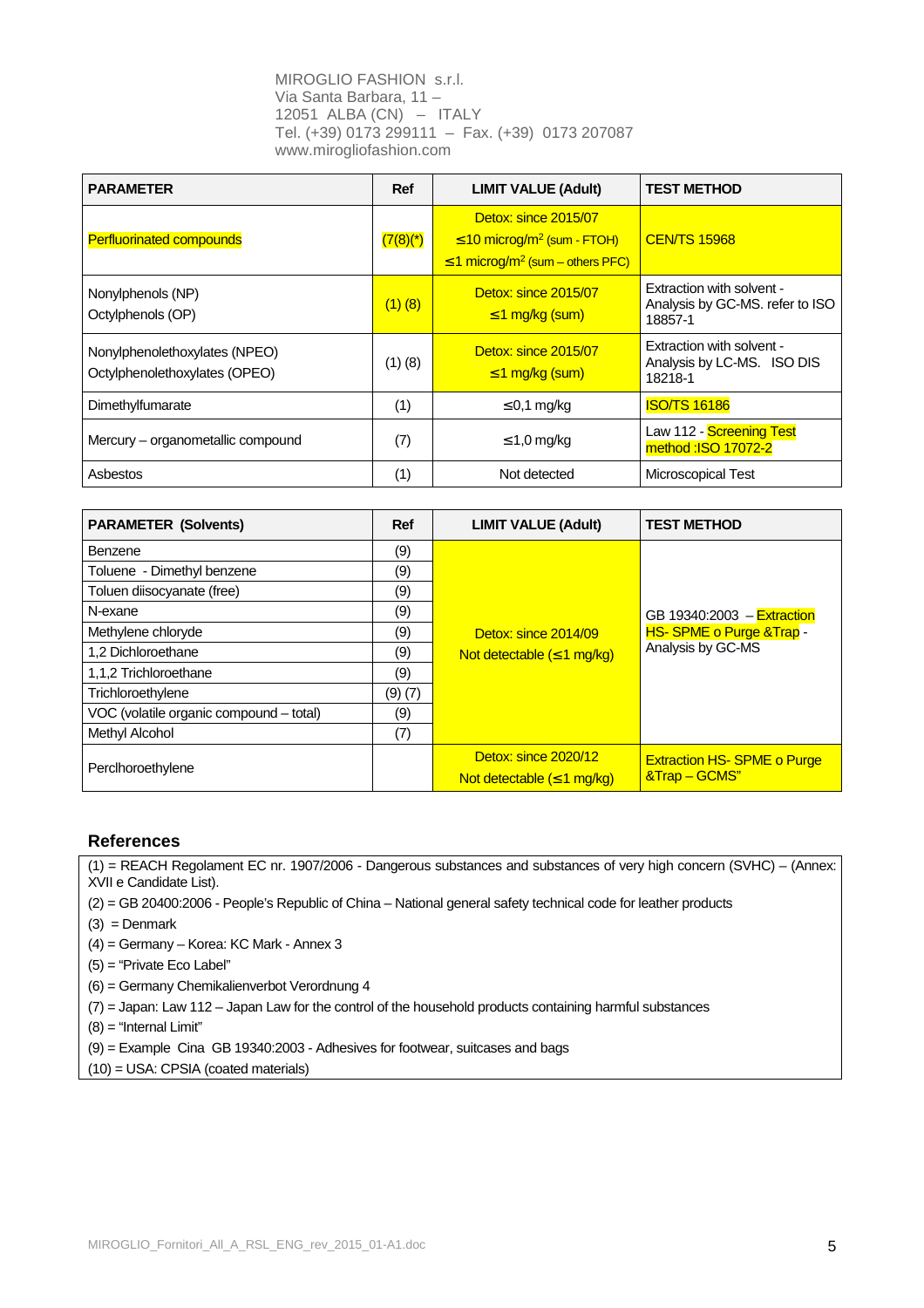MIROGLIO FASHION s.r.l.
Via Santa Barbara, 11 –
12051 ALBA (CN) – ITALY
Tel. (+39) 0173 299111 – Fax. (+39) 0173 207087
www.mirogliofashion.com

| PARAMETER | Ref | LIMIT VALUE (Adult) | TEST METHOD |
|---|---|---|---|
| Perfluorinated compounds | (7(8)(*) | Detox: since 2015/07<br>≤10 microg/m$^2$ (sum - FTOH)<br>≤1 microg/m$^2$ (sum – others PFC) | CEN/TS 15968 |
| Nonylphenols (NP)<br>Octylphenols (OP) | (1) (8) | Detox: since 2015/07<br>≤1 mg/kg (sum) | Extraction with solvent - Analysis by GC-MS. refer to ISO 18857-1 |
| Nonylphenolethoxylates (NPEO)<br>Octylphenolethoxylates (OPEO) | (1) (8) | Detox: since 2015/07<br>≤1 mg/kg (sum) | Extraction with solvent - Analysis by LC-MS. ISO DIS 18218-1 |
| Dimethylfumarate | (1) | ≤0,1 mg/kg | ISO/TS 16186 |
| Mercury – organometallic compound | (7) | ≤1,0 mg/kg | Law 112 - Screening Test method :ISO 17072-2 |
| Asbestos | (1) | Not detected | Microscopical Test |

| PARAMETER (Solvents) | Ref | LIMIT VALUE (Adult) | TEST METHOD |
|---|---|---|---|
| Benzene | (9) | Detox: since 2014/09<br>Not detectable (≤1 mg/kg) | GB 19340:2003 – Extraction HS- SPME o Purge &Trap - Analysis by GC-MS |
| Toluene - Dimethyl benzene | (9) | | |
| Toluen diisocyanate (free) | (9) | | |
| N-exane | (9) | | |
| Methylene chloryde | (9) | | |
| 1,2 Dichloroethane | (9) | | |
| 1,1,2 Trichloroethane | (9) | | |
| Trichloroethylene | (9) (7) | | |
| VOC (volatile organic compound – total) | (9) | | |
| Methyl Alcohol | (7) | | |
| Perclhoroethylene | | Detox: since 2020/12<br>Not detectable (≤1 mg/kg) | Extraction HS- SPME o Purge &Trap – GCMS" |

## References

(1) = REACH Regolament EC nr. 1907/2006 - Dangerous substances and substances of very high concern (SVHC) – (Annex: XVII e Candidate List).
(2) = GB 20400:2006 - People's Republic of China – National general safety technical code for leather products
(3) = Denmark
(4) = Germany – Korea: KC Mark - Annex 3
(5) = "Private Eco Label"
(6) = Germany Chemikalienverbot Verordnung 4
(7) = Japan: Law 112 – Japan Law for the control of the household products containing harmful substances
(8) = "Internal Limit"
(9) = Example Cina GB 19340:2003 - Adhesives for footwear, suitcases and bags
(10) = USA: CPSIA (coated materials)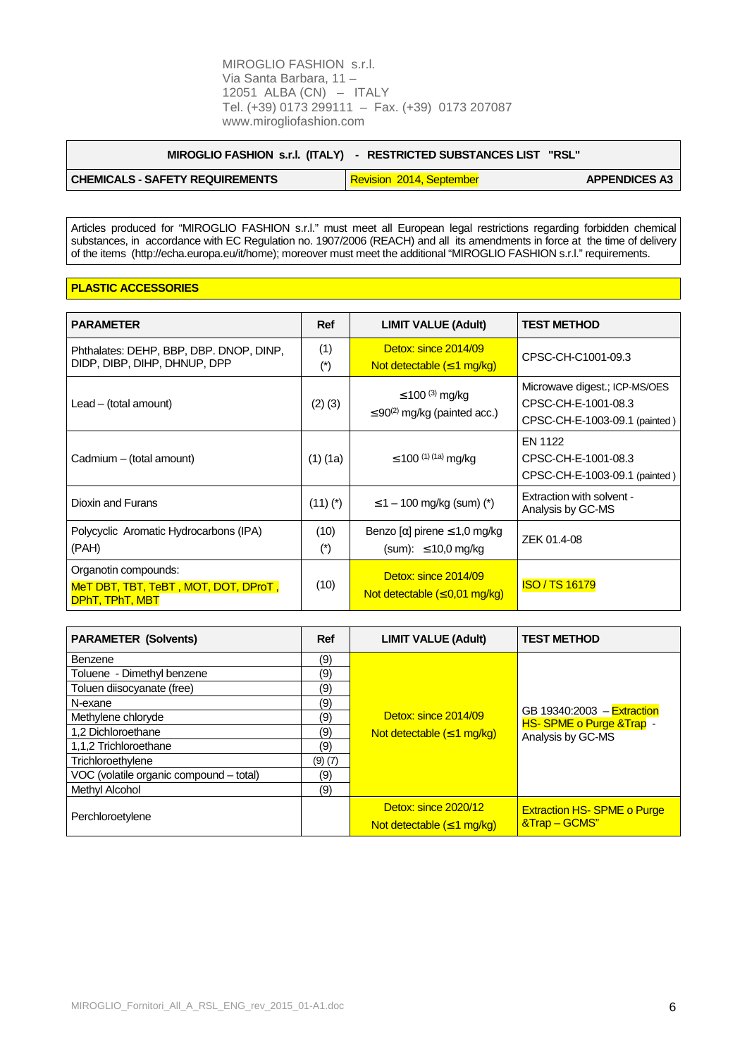MIROGLIO FASHION s.r.l.
Via Santa Barbara, 11 –
12051 ALBA (CN) – ITALY
Tel. (+39) 0173 299111 – Fax. (+39) 0173 207087
www.mirogliofashion.com

| MIROGLIO FASHION s.r.l. (ITALY) - RESTRICTED SUBSTANCES LIST "RSL" | | |
|---|---|---|
| **CHEMICALS - SAFETY REQUIREMENTS** | Revision 2014, September | **APPENDICES A3** |

Articles produced for "MIROGLIO FASHION s.r.l." must meet all European legal restrictions regarding forbidden chemical substances, in accordance with EC Regulation no. 1907/2006 (REACH) and all its amendments in force at the time of delivery of the items (http://echa.europa.eu/it/home); moreover must meet the additional "MIROGLIO FASHION s.r.l." requirements.

## PLASTIC ACCESSORIES

| PARAMETER | Ref | LIMIT VALUE (Adult) | TEST METHOD |
|---|---|---|---|
| Phthalates: DEHP, BBP, DBP. DNOP, DINP, DIDP, DIBP, DIHP, DHNUP, DPP | (1) (*) | Detox: since 2014/09<br>Not detectable (≤1 mg/kg) | CPSC-CH-C1001-09.3 |
| Lead – (total amount) | (2) (3) | ≤100 (3) mg/kg<br>≤90(2) mg/kg (painted acc.) | Microwave digest.; ICP-MS/OES<br>CPSC-CH-E-1001-08.3<br>CPSC-CH-E-1003-09.1 (painted ) |
| Cadmium – (total amount) | (1) (1a) | ≤100 (1) (1a) mg/kg | EN 1122<br>CPSC-CH-E-1001-08.3<br>CPSC-CH-E-1003-09.1 (painted ) |
| Dioxin and Furans | (11) (*) | ≤1 – 100 mg/kg (sum) (*) | Extraction with solvent - Analysis by GC-MS |
| Polycyclic Aromatic Hydrocarbons (IPA) (PAH) | (10) (*) | Benzo [α] pirene ≤1,0 mg/kg<br>(sum): ≤10,0 mg/kg | ZEK 01.4-08 |
| Organotin compounds:<br>MeT DBT, TBT, TeBT , MOT, DOT, DProT , DPhT, TPhT, MBT | (10) | Detox: since 2014/09<br>Not detectable (≤0,01 mg/kg) | ISO / TS 16179 |

| PARAMETER (Solvents) | Ref | LIMIT VALUE (Adult) | TEST METHOD |
|---|---|---|---|
| Benzene | (9) | Detox: since 2014/09<br>Not detectable (≤1 mg/kg) | GB 19340:2003 – Extraction HS- SPME o Purge &Trap - Analysis by GC-MS |
| Toluene - Dimethyl benzene | (9) | | |
| Toluen diisocyanate (free) | (9) | | |
| N-exane | (9) | | |
| Methylene chloryde | (9) | | |
| 1,2 Dichloroethane | (9) | | |
| 1,1,2 Trichloroethane | (9) | | |
| Trichloroethylene | (9) (7) | | |
| VOC (volatile organic compound – total) | (9) | | |
| Methyl Alcohol | (9) | | |
| Perchloroetylene | | Detox: since 2020/12<br>Not detectable (≤1 mg/kg) | Extraction HS- SPME o Purge &Trap – GCMS" |

MIROGLIO_Fornitori_All_A_RSL_ENG_rev_2015_01-A1.doc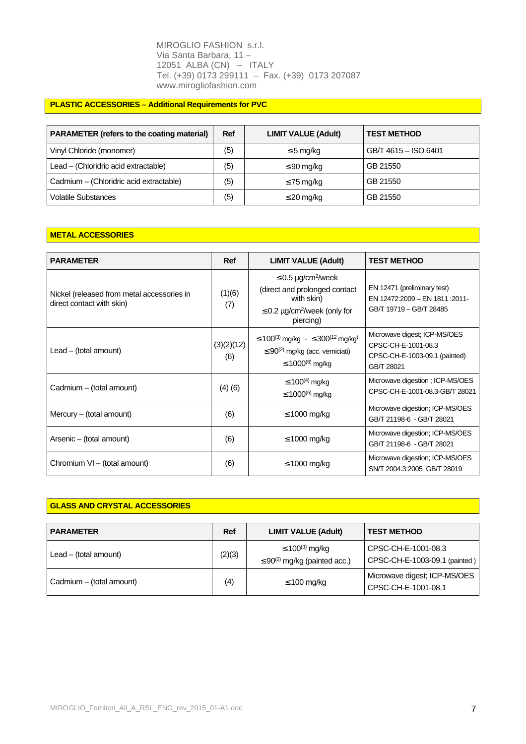MIROGLIO FASHION s.r.l.
Via Santa Barbara, 11 –
12051 ALBA (CN) – ITALY
Tel. (+39) 0173 299111 – Fax. (+39) 0173 207087
www.mirogliofashion.com

## PLASTIC ACCESSORIES – Additional Requirements for PVC

| PARAMETER (refers to the coating material) | Ref | LIMIT VALUE (Adult) | TEST METHOD |
|---|---|---|---|
| Vinyl Chloride (monomer) | (5) | ≤5 mg/kg | GB/T 4615 – ISO 6401 |
| Lead – (Chloridric acid extractable) | (5) | ≤90 mg/kg | GB 21550 |
| Cadmium – (Chloridric acid extractable) | (5) | ≤75 mg/kg | GB 21550 |
| Volatile Substances | (5) | ≤20 mg/kg | GB 21550 |

## METAL ACCESSORIES

| PARAMETER | Ref | LIMIT VALUE (Adult) | TEST METHOD |
|---|---|---|---|
| Nickel (released from metal accessories in direct contact with skin) | (1)(6) (7) | ≤0.5 µg/cm²/week (direct and prolonged contact with skin) ≤0.2 µg/cm²/week (only for piercing) | EN 12471 (preliminary test) EN 12472:2009 – EN 1811 :2011- GB/T 19719 – GB/T 28485 |
| Lead – (total amount) | (3)(2)(12) (6) | ≤100(3) mg/kg - ≤300(12) mg/kg ≤90(2) mg/kg (acc. verniciati) ≤1000(6) mg/kg | Microwave digest; ICP-MS/OES CPSC-CH-E-1001-08.3 CPSC-CH-E-1003-09.1 (painted) GB/T 28021 |
| Cadmium – (total amount) | (4) (6) | ≤100(4) mg/kg ≤1000(6) mg/kg | Microwave digestion ; ICP-MS/OES CPSC-CH-E-1001-08.3-GB/T 28021 |
| Mercury – (total amount) | (6) | ≤1000 mg/kg | Microwave digestion; ICP-MS/OES GB/T 21198-6 - GB/T 28021 |
| Arsenic – (total amount) | (6) | ≤1000 mg/kg | Microwave digestion; ICP-MS/OES GB/T 21198-6 - GB/T 28021 |
| Chromium VI – (total amount) | (6) | ≤1000 mg/kg | Microwave digestion; ICP-MS/OES SN/T 2004.3:2005 GB/T 28019 |

## GLASS AND CRYSTAL ACCESSORIES

| PARAMETER | Ref | LIMIT VALUE (Adult) | TEST METHOD |
|---|---|---|---|
| Lead – (total amount) | (2)(3) | ≤100(3) mg/kg ≤90(2) mg/kg (painted acc.) | CPSC-CH-E-1001-08.3 CPSC-CH-E-1003-09.1 (painted) |
| Cadmium – (total amount) | (4) | ≤100 mg/kg | Microwave digest; ICP-MS/OES CPSC-CH-E-1001-08.1 |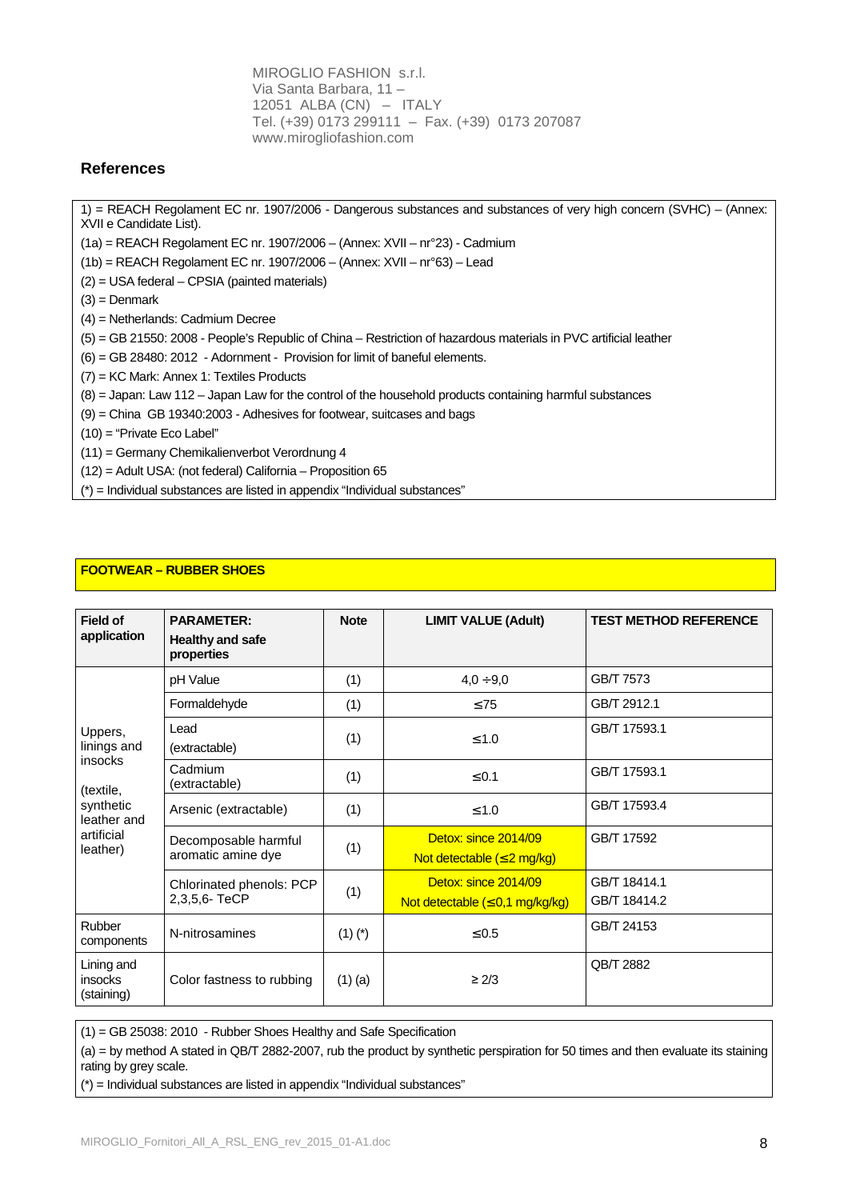MIROGLIO FASHION s.r.l.
Via Santa Barbara, 11 –
12051 ALBA (CN) – ITALY
Tel. (+39) 0173 299111 – Fax. (+39) 0173 207087
www.mirogliofashion.com

## References

1) = REACH Regolament EC nr. 1907/2006 - Dangerous substances and substances of very high concern (SVHC) – (Annex: XVII e Candidate List).
(1a) = REACH Regolament EC nr. 1907/2006 – (Annex: XVII – nr°23) - Cadmium
(1b) = REACH Regolament EC nr. 1907/2006 – (Annex: XVII – nr°63) – Lead
(2) = USA federal – CPSIA (painted materials)
(3) = Denmark
(4) = Netherlands: Cadmium Decree
(5) = GB 21550: 2008 - People's Republic of China – Restriction of hazardous materials in PVC artificial leather
(6) = GB 28480: 2012 - Adornment - Provision for limit of baneful elements.
(7) = KC Mark: Annex 1: Textiles Products
(8) = Japan: Law 112 – Japan Law for the control of the household products containing harmful substances
(9) = China GB 19340:2003 - Adhesives for footwear, suitcases and bags
(10) = "Private Eco Label"
(11) = Germany Chemikalienverbot Verordnung 4
(12) = Adult USA: (not federal) California – Proposition 65
(*) = Individual substances are listed in appendix "Individual substances"

**FOOTWEAR – RUBBER SHOES**

| Field of application | PARAMETER: Healthy and safe properties | Note | LIMIT VALUE (Adult) | TEST METHOD REFERENCE |
|---|---|---|---|---|
| Uppers, linings and insocks (textile, synthetic leather and artificial leather) | pH Value | (1) | 4,0 ÷9,0 | GB/T 7573 |
| | Formaldehyde | (1) | ≤75 | GB/T 2912.1 |
| | Lead (extractable) | (1) | ≤1.0 | GB/T 17593.1 |
| | Cadmium (extractable) | (1) | ≤0.1 | GB/T 17593.1 |
| | Arsenic (extractable) | (1) | ≤1.0 | GB/T 17593.4 |
| | Decomposable harmful aromatic amine dye | (1) | Detox: since 2014/09 Not detectable (≤2 mg/kg) | GB/T 17592 |
| | Chlorinated phenols: PCP 2,3,5,6- TeCP | (1) | Detox: since 2014/09 Not detectable (≤0,1 mg/kg/kg) | GB/T 18414.1 GB/T 18414.2 |
| Rubber components | N-nitrosamines | (1) (*) | ≤0.5 | GB/T 24153 |
| Lining and insocks (staining) | Color fastness to rubbing | (1) (a) | ≥ 2/3 | QB/T 2882 |

(1) = GB 25038: 2010 - Rubber Shoes Healthy and Safe Specification
(a) = by method A stated in QB/T 2882-2007, rub the product by synthetic perspiration for 50 times and then evaluate its staining rating by grey scale.
(*) = Individual substances are listed in appendix "Individual substances"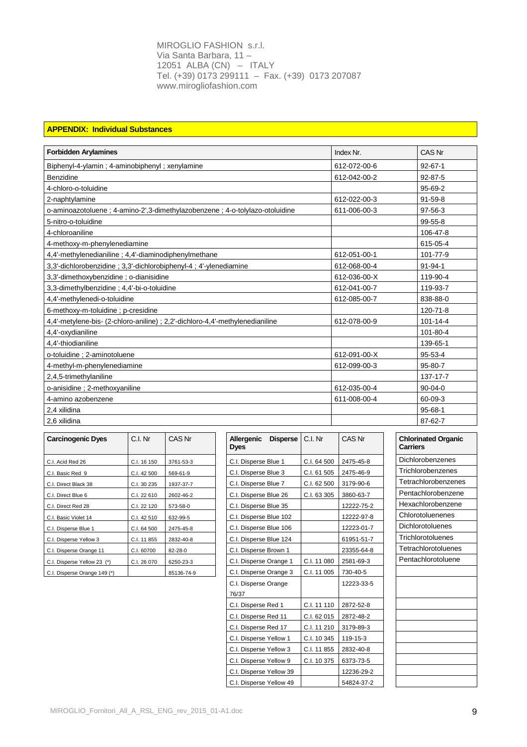MIROGLIO FASHION s.r.l.
Via Santa Barbara, 11 –
12051 ALBA (CN) – ITALY
Tel. (+39) 0173 299111 – Fax. (+39) 0173 207087
www.mirogliofashion.com

## APPENDIX: Individual Substances

| Forbidden Arylamines | Index Nr. | CAS Nr |
|---|---|---|
| Biphenyl-4-ylamin ; 4-aminobiphenyl ; xenylamine | 612-072-00-6 | 92-67-1 |
| Benzidine | 612-042-00-2 | 92-87-5 |
| 4-chloro-o-toluidine | | 95-69-2 |
| 2-naphtylamine | 612-022-00-3 | 91-59-8 |
| o-aminoazotoluene ; 4-amino-2',3-dimethylazobenzene ; 4-o-tolylazo-otoluidine | 611-006-00-3 | 97-56-3 |
| 5-nitro-o-toluidine | | 99-55-8 |
| 4-chloroaniline | | 106-47-8 |
| 4-methoxy-m-phenylenediamine | | 615-05-4 |
| 4,4'-methylenedianiline ; 4,4'-diaminodiphenylmethane | 612-051-00-1 | 101-77-9 |
| 3,3'-dichlorobenzidine ; 3,3'-dichlorobiphenyl-4 ; 4'-ylenediamine | 612-068-00-4 | 91-94-1 |
| 3,3'-dimethoxybenzidine ; o-dianisidine | 612-036-00-X | 119-90-4 |
| 3,3-dimethylbenzidine ; 4,4'-bi-o-toluidine | 612-041-00-7 | 119-93-7 |
| 4,4'-methylenedi-o-toluidine | 612-085-00-7 | 838-88-0 |
| 6-methoxy-m-toluidine ; p-cresidine | | 120-71-8 |
| 4,4'-metylene-bis- (2-chloro-aniline) ; 2,2'-dichloro-4,4'-methylenedianiline | 612-078-00-9 | 101-14-4 |
| 4,4'-oxydianiline | | 101-80-4 |
| 4,4'-thiodianiline | | 139-65-1 |
| o-toluidine ; 2-aminotoluene | 612-091-00-X | 95-53-4 |
| 4-methyl-m-phenylenediamine | 612-099-00-3 | 95-80-7 |
| 2,4,5-trimethylaniline | | 137-17-7 |
| o-anisidine ; 2-methoxyaniline | 612-035-00-4 | 90-04-0 |
| 4-amino azobenzene | 611-008-00-4 | 60-09-3 |
| 2,4 xilidina | | 95-68-1 |
| 2,6 xilidina | | 87-62-7 |

| Carcinogenic Dyes | C.I. Nr | CAS Nr |
|---|---|---|
| C.I. Acid Red 26 | C.I. 16 150 | 3761-53-3 |
| C.I. Basic Red 9 | C.I. 42 500 | 569-61-9 |
| C.I. Direct Black 38 | C.I. 30 235 | 1937-37-7 |
| C.I. Direct Blue 6 | C.I. 22 610 | 2602-46-2 |
| C.I. Direct Red 28 | C.I. 22 120 | 573-58-0 |
| C.I. Basic Violet 14 | C.I. 42 510 | 632-99-5 |
| C.I. Disperse Blue 1 | C.I. 64 500 | 2475-45-8 |
| C.I. Disperse Yellow 3 | C.I. 11 855 | 2832-40-8 |
| C.I. Disperse Orange 11 | C.I. 60700 | 82-28-0 |
| C.I. Disperse Yellow 23 (*) | C.I. 26 070 | 6250-23-3 |
| C.I. Disperse Orange 149 (*) | | 85136-74-9 |

| Allergenic Disperse Dyes | C.I. Nr | CAS Nr |
|---|---|---|
| C.I. Disperse Blue 1 | C.I. 64 500 | 2475-45-8 |
| C.I. Disperse Blue 3 | C.I. 61 505 | 2475-46-9 |
| C.I. Disperse Blue 7 | C.I. 62 500 | 3179-90-6 |
| C.I. Disperse Blue 26 | C.I. 63 305 | 3860-63-7 |
| C.I. Disperse Blue 35 | | 12222-75-2 |
| C.I. Disperse Blue 102 | | 12222-97-8 |
| C.I. Disperse Blue 106 | | 12223-01-7 |
| C.I. Disperse Blue 124 | | 61951-51-7 |
| C.I. Disperse Brown 1 | | 23355-64-8 |
| C.I. Disperse Orange 1 | C.I. 11 080 | 2581-69-3 |
| C.I. Disperse Orange 3 | C.I. 11 005 | 730-40-5 |
| C.I. Disperse Orange 76/37 | | 12223-33-5 |
| C.I. Disperse Red 1 | C.I. 11 110 | 2872-52-8 |
| C.I. Disperse Red 11 | C.I. 62 015 | 2872-48-2 |
| C.I. Disperse Red 17 | C.I. 11 210 | 3179-89-3 |
| C.I. Disperse Yellow 1 | C.I. 10 345 | 119-15-3 |
| C.I. Disperse Yellow 3 | C.I. 11 855 | 2832-40-8 |
| C.I. Disperse Yellow 9 | C.I. 10 375 | 6373-73-5 |
| C.I. Disperse Yellow 39 | | 12236-29-2 |
| C.I. Disperse Yellow 49 | | 54824-37-2 |

| Chlorinated Organic Carriers |
|---|
| Dichlorobenzenes |
| Trichlorobenzenes |
| Tetrachlorobenzenes |
| Pentachlorobenzene |
| Hexachlorobenzene |
| Chlorotoluenenes |
| Dichlorotoluenes |
| Trichlorotoluenes |
| Tetrachlorotoluenes |
| Pentachlorotoluene |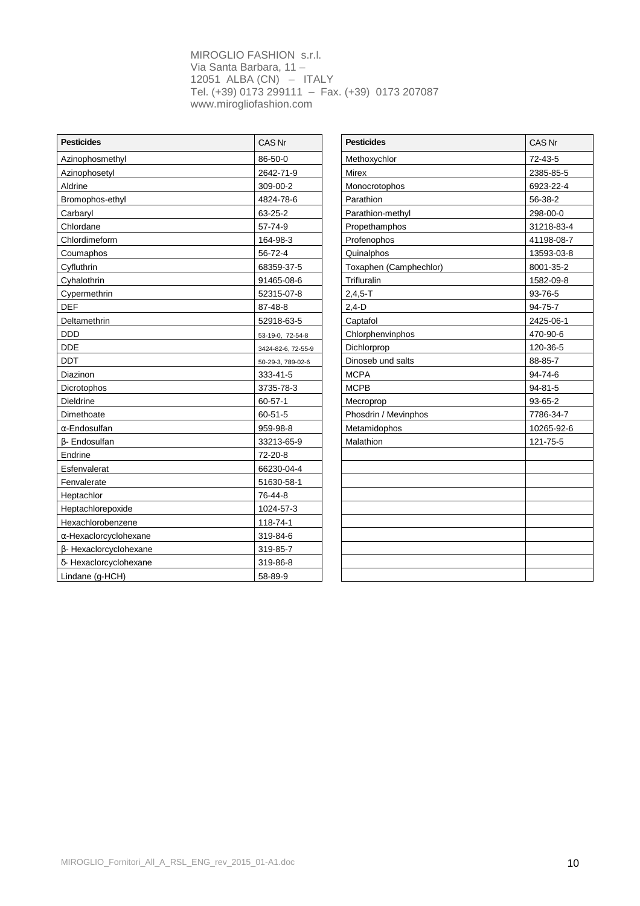MIROGLIO FASHION s.r.l.
Via Santa Barbara, 11 –
12051 ALBA (CN) – ITALY
Tel. (+39) 0173 299111 – Fax. (+39) 0173 207087
www.mirogliofashion.com

| Pesticides | CAS Nr |
|---|---|
| Azinophosmethyl | 86-50-0 |
| Azinophosetyl | 2642-71-9 |
| Aldrine | 309-00-2 |
| Bromophos-ethyl | 4824-78-6 |
| Carbaryl | 63-25-2 |
| Chlordane | 57-74-9 |
| Chlordimeform | 164-98-3 |
| Coumaphos | 56-72-4 |
| Cyfluthrin | 68359-37-5 |
| Cyhalothrin | 91465-08-6 |
| Cypermethrin | 52315-07-8 |
| DEF | 87-48-8 |
| Deltamethrin | 52918-63-5 |
| DDD | 53-19-0, 72-54-8 |
| DDE | 3424-82-6, 72-55-9 |
| DDT | 50-29-3, 789-02-6 |
| Diazinon | 333-41-5 |
| Dicrotophos | 3735-78-3 |
| Dieldrine | 60-57-1 |
| Dimethoate | 60-51-5 |
| α-Endosulfan | 959-98-8 |
| β- Endosulfan | 33213-65-9 |
| Endrine | 72-20-8 |
| Esfenvalerat | 66230-04-4 |
| Fenvalerate | 51630-58-1 |
| Heptachlor | 76-44-8 |
| Heptachlorepoxide | 1024-57-3 |
| Hexachlorobenzene | 118-74-1 |
| α-Hexaclorcyclohexane | 319-84-6 |
| β- Hexaclorcyclohexane | 319-85-7 |
| δ- Hexaclorcyclohexane | 319-86-8 |
| Lindane (g-HCH) | 58-89-9 |

| Pesticides | CAS Nr |
|---|---|
| Methoxychlor | 72-43-5 |
| Mirex | 2385-85-5 |
| Monocrotophos | 6923-22-4 |
| Parathion | 56-38-2 |
| Parathion-methyl | 298-00-0 |
| Propethamphos | 31218-83-4 |
| Profenophos | 41198-08-7 |
| Quinalphos | 13593-03-8 |
| Toxaphen (Camphechlor) | 8001-35-2 |
| Trifluralin | 1582-09-8 |
| 2,4,5-T | 93-76-5 |
| 2,4-D | 94-75-7 |
| Captafol | 2425-06-1 |
| Chlorphenvinphos | 470-90-6 |
| Dichlorprop | 120-36-5 |
| Dinoseb und salts | 88-85-7 |
| MCPA | 94-74-6 |
| MCPB | 94-81-5 |
| Mecroprop | 93-65-2 |
| Phosdrin / Mevinphos | 7786-34-7 |
| Metamidophos | 10265-92-6 |
| Malathion | 121-75-5 |
| | |
| | |
| | |
| | |
| | |
| | |
| | |
| | |
| | |
| | |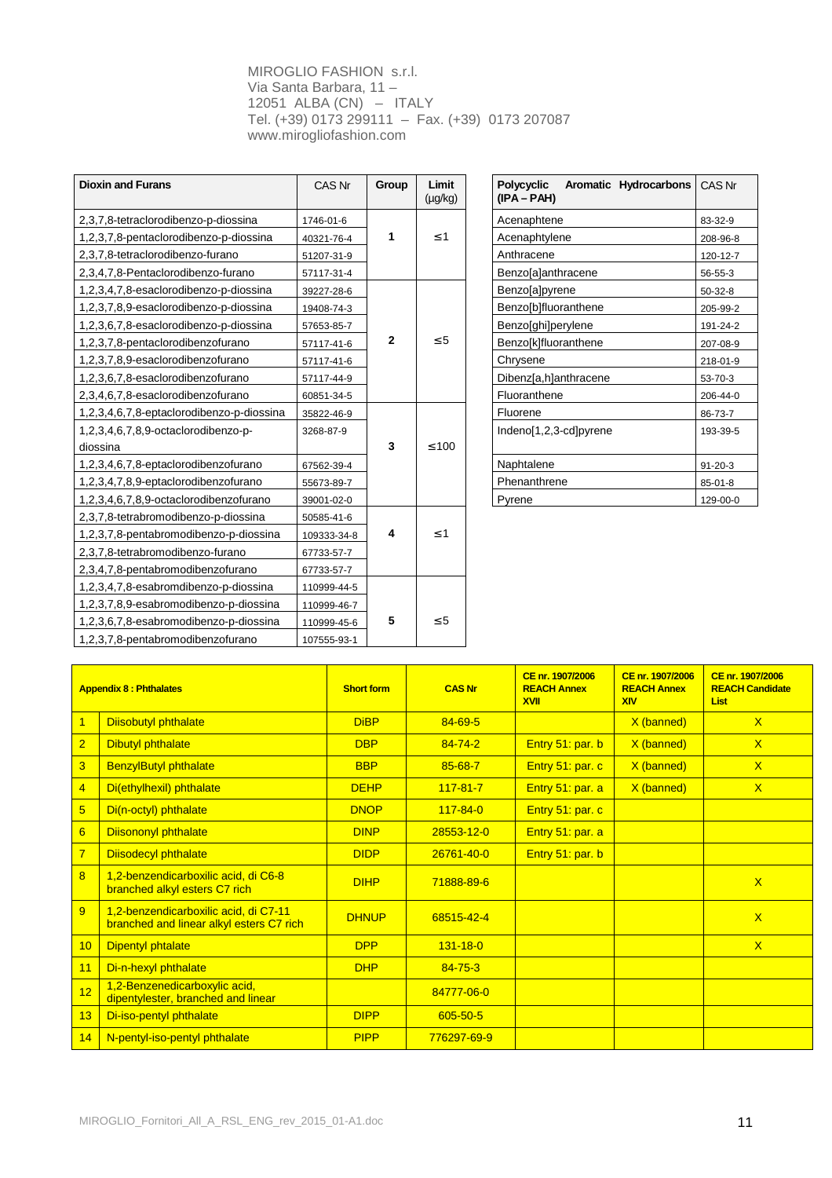MIROGLIO FASHION s.r.l.
Via Santa Barbara, 11 –
12051 ALBA (CN) – ITALY
Tel. (+39) 0173 299111 – Fax. (+39) 0173 207087
www.mirogliofashion.com

| Dioxin and Furans | CAS Nr | Group | Limit (µg/kg) |
|---|---|---|---|
| 2,3,7,8-tetraclorodibenzo-p-diossina | 1746-01-6 | 1 | ≤1 |
| 1,2,3,7,8-pentaclorodibenzo-p-diossina | 40321-76-4 | | |
| 2,3,7,8-tetraclorodibenzo-furano | 51207-31-9 | | |
| 2,3,4,7,8-Pentaclorodibenzo-furano | 57117-31-4 | | |
| 1,2,3,4,7,8-esaclorodibenzo-p-diossina | 39227-28-6 | 2 | ≤5 |
| 1,2,3,7,8,9-esaclorodibenzo-p-diossina | 19408-74-3 | | |
| 1,2,3,6,7,8-esaclorodibenzo-p-diossina | 57653-85-7 | | |
| 1,2,3,7,8-pentaclorodibenzofurano | 57117-41-6 | | |
| 1,2,3,7,8,9-esaclorodibenzofurano | 57117-41-6 | | |
| 1,2,3,6,7,8-esaclorodibenzofurano | 57117-44-9 | | |
| 2,3,4,6,7,8-esaclorodibenzofurano | 60851-34-5 | | |
| 1,2,3,4,6,7,8-eptaclorodibenzo-p-diossina | 35822-46-9 | 3 | ≤100 |
| 1,2,3,4,6,7,8,9-octaclorodibenzo-p-diossina | 3268-87-9 | | |
| 1,2,3,4,6,7,8-eptaclorodibenzofurano | 67562-39-4 | | |
| 1,2,3,4,7,8,9-eptaclorodibenzofurano | 55673-89-7 | | |
| 1,2,3,4,6,7,8,9-octaclorodibenzofurano | 39001-02-0 | | |
| 2,3,7,8-tetrabromodibenzo-p-diossina | 50585-41-6 | 4 | ≤1 |
| 1,2,3,7,8-pentabromodibenzo-p-diossina | 109333-34-8 | | |
| 2,3,7,8-tetrabromodibenzo-furano | 67733-57-7 | | |
| 2,3,4,7,8-pentabromodibenzofurano | 67733-57-7 | | |
| 1,2,3,4,7,8-esabromdibenzo-p-diossina | 110999-44-5 | 5 | ≤5 |
| 1,2,3,7,8,9-esabromodibenzo-p-diossina | 110999-46-7 | | |
| 1,2,3,6,7,8-esabromodibenzo-p-diossina | 110999-45-6 | | |
| 1,2,3,7,8-pentabromodibenzofurano | 107555-93-1 | | |

| Polycyclic Aromatic Hydrocarbons (IPA – PAH) | CAS Nr |
|---|---|
| Acenaphtene | 83-32-9 |
| Acenaphtylene | 208-96-8 |
| Anthracene | 120-12-7 |
| Benzo[a]anthracene | 56-55-3 |
| Benzo[a]pyrene | 50-32-8 |
| Benzo[b]fluoranthene | 205-99-2 |
| Benzo[ghi]perylene | 191-24-2 |
| Benzo[k]fluoranthene | 207-08-9 |
| Chrysene | 218-01-9 |
| Dibenz[a,h]anthracene | 53-70-3 |
| Fluoranthene | 206-44-0 |
| Fluorene | 86-73-7 |
| Indeno[1,2,3-cd]pyrene | 193-39-5 |
| Naphtalene | 91-20-3 |
| Phenanthrene | 85-01-8 |
| Pyrene | 129-00-0 |

| | Appendix 8 : Phthalates | Short form | CAS Nr | CE nr. 1907/2006 REACH Annex XVII | CE nr. 1907/2006 REACH Annex XIV | CE nr. 1907/2006 REACH Candidate List |
|---|---|---|---|---|---|---|
| 1 | Diisobutyl phthalate | DiBP | 84-69-5 | | X (banned) | X |
| 2 | Dibutyl phthalate | DBP | 84-74-2 | Entry 51: par. b | X (banned) | X |
| 3 | BenzylButyl phthalate | BBP | 85-68-7 | Entry 51: par. c | X (banned) | X |
| 4 | Di(ethylhexil) phthalate | DEHP | 117-81-7 | Entry 51: par. a | X (banned) | X |
| 5 | Di(n-octyl) phthalate | DNOP | 117-84-0 | Entry 51: par. c | | |
| 6 | Diisononyl phthalate | DINP | 28553-12-0 | Entry 51: par. a | | |
| 7 | Diisodecyl phthalate | DIDP | 26761-40-0 | Entry 51: par. b | | |
| 8 | 1,2-benzendicarboxilic acid, di C6-8 branched alkyl esters C7 rich | DIHP | 71888-89-6 | | | X |
| 9 | 1,2-benzendicarboxilic acid, di C7-11 branched and linear alkyl esters C7 rich | DHNUP | 68515-42-4 | | | X |
| 10 | Dipentyl phtalate | DPP | 131-18-0 | | | X |
| 11 | Di-n-hexyl phthalate | DHP | 84-75-3 | | | |
| 12 | 1,2-Benzenedicarboxylic acid, dipentylester, branched and linear | | 84777-06-0 | | | |
| 13 | Di-iso-pentyl phthalate | DIPP | 605-50-5 | | | |
| 14 | N-pentyl-iso-pentyl phthalate | PIPP | 776297-69-9 | | | |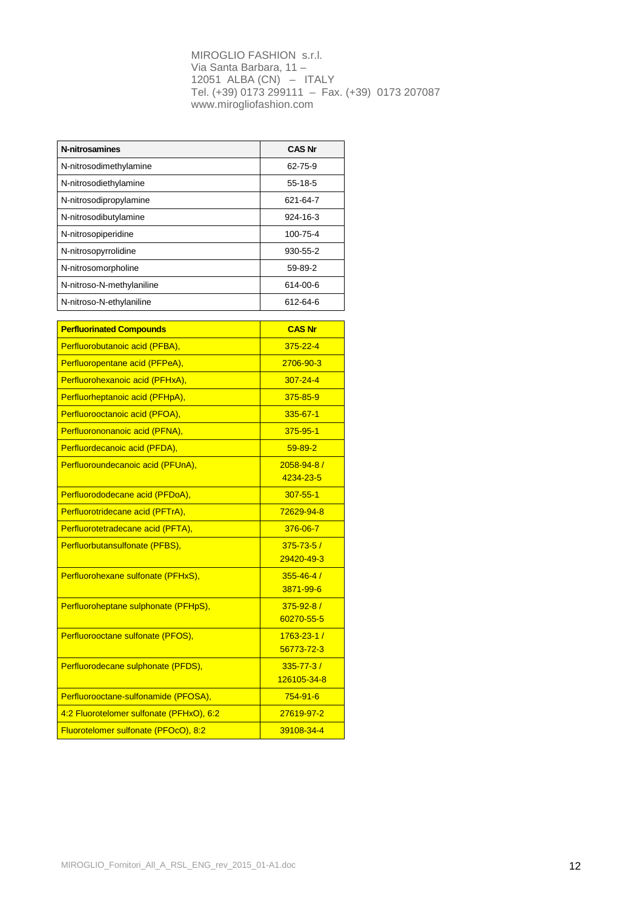MIROGLIO FASHION s.r.l.
Via Santa Barbara, 11 –
12051 ALBA (CN) – ITALY
Tel. (+39) 0173 299111 – Fax. (+39) 0173 207087
www.mirogliofashion.com

| **N-nitrosamines** | **CAS Nr** |
|---|---|
| N-nitrosodimethylamine | 62-75-9 |
| N-nitrosodiethylamine | 55-18-5 |
| N-nitrosodipropylamine | 621-64-7 |
| N-nitrosodibutylamine | 924-16-3 |
| N-nitrosopiperidine | 100-75-4 |
| N-nitrosopyrrolidine | 930-55-2 |
| N-nitrosomorpholine | 59-89-2 |
| N-nitroso-N-methylaniline | 614-00-6 |
| N-nitroso-N-ethylaniline | 612-64-6 |

| **Perfluorinated Compounds** | **CAS Nr** |
|---|---|
| Perfluorobutanoic acid (PFBA), | 375-22-4 |
| Perfluoropentane acid (PFPeA), | 2706-90-3 |
| Perfluorohexanoic acid (PFHxA), | 307-24-4 |
| Perfluorheptanoic acid (PFHpA), | 375-85-9 |
| Perfluorooctanoic acid (PFOA), | 335-67-1 |
| Perfluorononanoic acid (PFNA), | 375-95-1 |
| Perfluordecanoic acid (PFDA), | 59-89-2 |
| Perfluoroundecanoic acid (PFUnA), | 2058-94-8 / 4234-23-5 |
| Perfluorododecane acid (PFDoA), | 307-55-1 |
| Perfluorotridecane acid (PFTrA), | 72629-94-8 |
| Perfluorotetradecane acid (PFTA), | 376-06-7 |
| Perfluorbutansulfonate (PFBS), | 375-73-5 / 29420-49-3 |
| Perfluorohexane sulfonate (PFHxS), | 355-46-4 / 3871-99-6 |
| Perfluoroheptane sulphonate (PFHpS), | 375-92-8 / 60270-55-5 |
| Perfluorooctane sulfonate (PFOS), | 1763-23-1 / 56773-72-3 |
| Perfluorodecane sulphonate (PFDS), | 335-77-3 / 126105-34-8 |
| Perfluorooctane-sulfonamide (PFOSA), | 754-91-6 |
| 4:2 Fluorotelomer sulfonate (PFHxO), 6:2 | 27619-97-2 |
| Fluorotelomer sulfonate (PFOcO), 8:2 | 39108-34-4 |